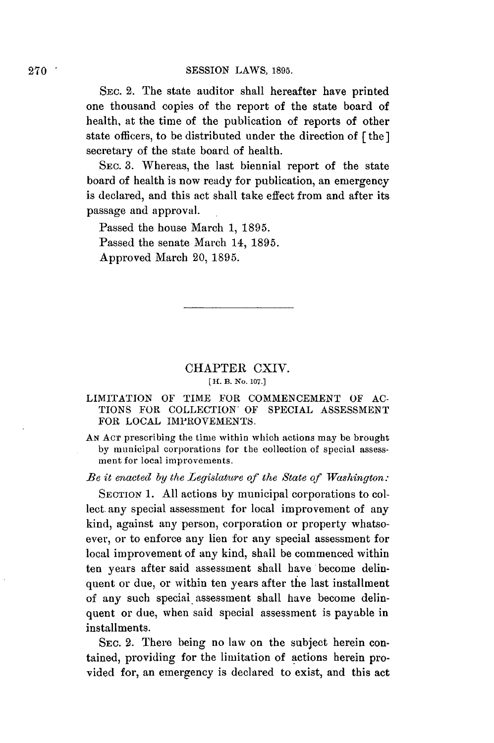SEC. 2. The state auditor shall hereafter have printed one thousand copies of the report of the state board of health, at the time of the publication of reports of other state officers, to be distributed under the direction of [the] secretary of the state board of health.

SEC. 3. Whereas, the last biennial report of the state board of health is now ready for publication, an emergency is declared, and this act shall take effect from and after its passage and approval.

Passed the house March 1, 1895.

Passed the senate March 14, 1895.

Approved March 20, 1895.

---

## CHAPTER CXIV.

[H. B. No. 107.]

### LIMITATION OF TIME FOR COMMENCEMENT OF ACTIONS FOR COLLECTION OF SPECIAL ASSESSMENT FOR LOCAL IMPROVEMENTS.

AN ACT prescribing the time within which actions may be brought by municipal corporations for the collection of special assessment for local improvements.

*Be it enacted by the Legislature of the State of Washington:*

SECTION 1. All actions by municipal corporations to collect any special assessment for local improvement of any kind, against any person, corporation or property whatsoever, or to enforce any lien for any special assessment for local improvement of any kind, shall be commenced within ten years after said assessment shall have become delinquent or due, or within ten years after the last installment of any such special assessment shall have become delinquent or due, when said special assessment is payable in installments.

SEC. 2. There being no law on the subject herein contained, providing for the limitation of actions herein provided for, an emergency is declared to exist, and this act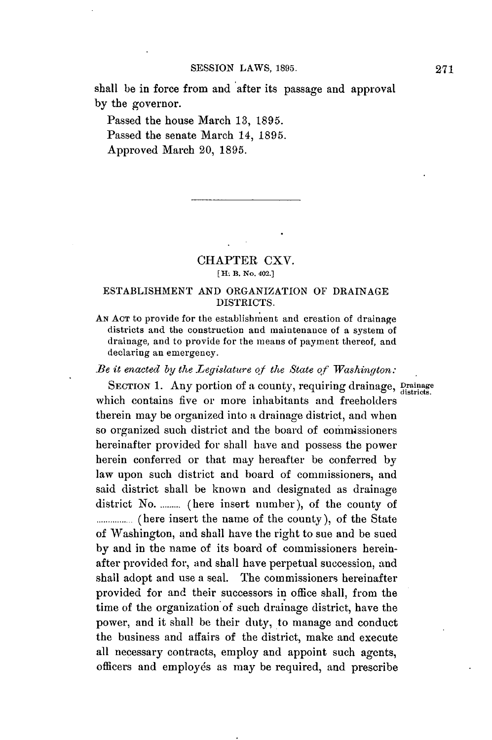shall be in force from and after its passage and approval by the governor.

Passed the house March 13, 1895.

Passed the senate March 14, 1895.

Approved March 20, 1895.

---

## CHAPTER CXV.

[H. B. No. 402.]

### ESTABLISHMENT AND ORGANIZATION OF DRAINAGE DISTRICTS.

AN ACT to provide for the establishment and creation of drainage districts and the construction and maintenance of a system of drainage, and to provide for the means of payment thereof, and declaring an emergency.

*Be it enacted by the Legislature of the State of Washington:*

SECTION 1. Any portion of a county, requiring drainage, which contains five or more inhabitants and freeholders therein may be organized into a drainage district, and when so organized such district and the board of commissioners hereinafter provided for shall have and possess the power herein conferred or that may hereafter be conferred by law upon such district and board of commissioners, and said district shall be known and designated as drainage district No. ......... (here insert number), of the county of ................ (here insert the name of the county), of the State of Washington, and shall have the right to sue and be sued by and in the name of its board of commissioners hereinafter provided for, and shall have perpetual succession, and shall adopt and use a seal. The commissioners hereinafter provided for and their successors in office shall, from the time of the organization of such drainage district, have the power, and it shall be their duty, to manage and conduct the business and affairs of the district, make and execute all necessary contracts, employ and appoint such agents, officers and employés as may be required, and prescribe

Drainage districts.